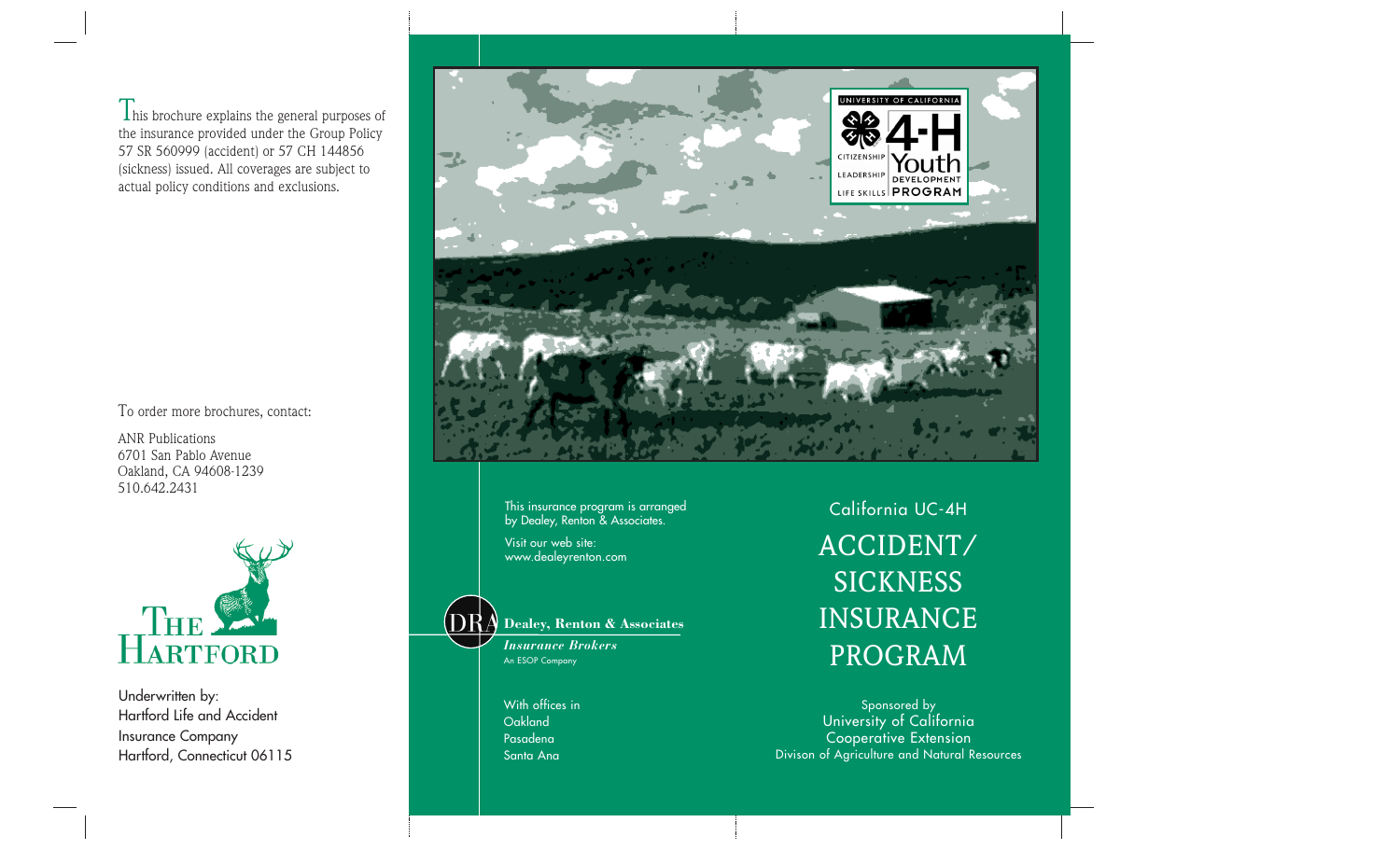This brochure explains the general purposes of the insurance provided under the Group Policy 57 SR 560999 (accident) or 57 CH 144856 (sickness) issued. All coverages are subject to actual policy conditions and exclusions.

To order more brochures, contact:

ANR Publications
6701 San Pablo Avenue
Oakland, CA 94608-1239
510.642.2431

THE HARTFORD

Underwritten by:
Hartford Life and Accident Insurance Company
Hartford, Connecticut 06115

UNIVERSITY OF CALIFORNIA
4-H Youth Development Program
CITIZENSHIP
LEADERSHIP
LIFE SKILLS

This insurance program is arranged by Dealey, Renton & Associates.

Visit our web site:
www.dealeyrenton.com

**Dealey, Renton & Associates**
***Insurance Brokers***
An ESOP Company

With offices in
Oakland
Pasadena
Santa Ana

California UC-4H

# ACCIDENT/ SICKNESS INSURANCE PROGRAM

Sponsored by
University of California
Cooperative Extension
Divison of Agriculture and Natural Resources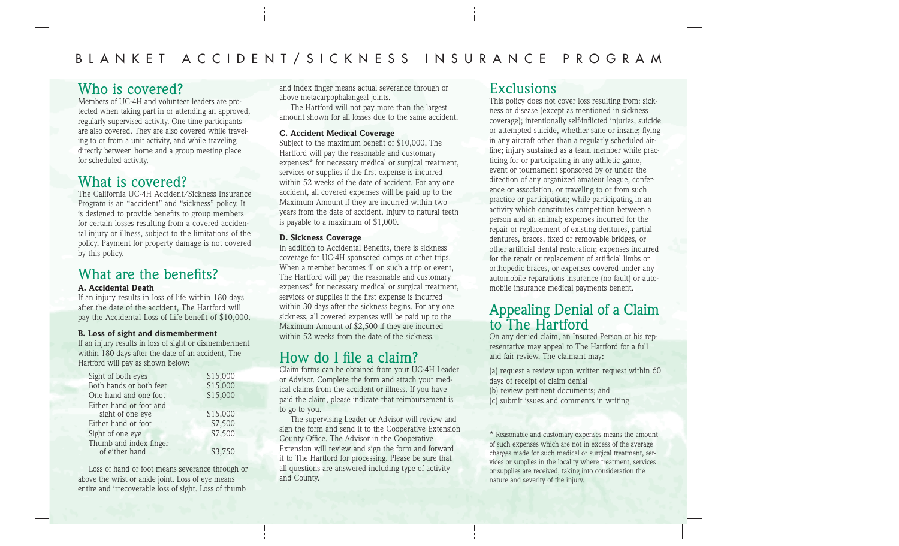# BLANKET ACCIDENT/SICKNESS INSURANCE PROGRAM

## Who is covered?

Members of UC-4H and volunteer leaders are protected when taking part in or attending an approved, regularly supervised activity. One time participants are also covered. They are also covered while traveling to or from a unit activity, and while traveling directly between home and a group meeting place for scheduled activity.

## What is covered?

The California UC-4H Accident/Sickness Insurance Program is an "accident" and "sickness" policy. It is designed to provide benefits to group members for certain losses resulting from a covered accidental injury or illness, subject to the limitations of the policy. Payment for property damage is not covered by this policy.

## What are the benefits?

**A. Accidental Death**

If an injury results in loss of life within 180 days after the date of the accident, The Hartford will pay the Accidental Loss of Life benefit of $10,000.

**B. Loss of sight and dismemberment**

If an injury results in loss of sight or dismemberment within 180 days after the date of an accident, The Hartford will pay as shown below:

| | |
|---|---|
| Sight of both eyes | $15,000 |
| Both hands or both feet | $15,000 |
| One hand and one foot | $15,000 |
| Either hand or foot and sight of one eye | $15,000 |
| Either hand or foot | $7,500 |
| Sight of one eye | $7,500 |
| Thumb and index finger of either hand | $3,750 |

Loss of hand or foot means severance through or above the wrist or ankle joint. Loss of eye means entire and irrecoverable loss of sight. Loss of thumb and index finger means actual severance through or above metacarpophalangeal joints.

The Hartford will not pay more than the largest amount shown for all losses due to the same accident.

**C. Accident Medical Coverage**

Subject to the maximum benefit of $10,000, The Hartford will pay the reasonable and customary expenses* for necessary medical or surgical treatment, services or supplies if the first expense is incurred within 52 weeks of the date of accident. For any one accident, all covered expenses will be paid up to the Maximum Amount if they are incurred within two years from the date of accident. Injury to natural teeth is payable to a maximum of $1,000.

**D. Sickness Coverage**

In addition to Accidental Benefits, there is sickness coverage for UC-4H sponsored camps or other trips. When a member becomes ill on such a trip or event, The Hartford will pay the reasonable and customary expenses* for necessary medical or surgical treatment, services or supplies if the first expense is incurred within 30 days after the sickness begins. For any one sickness, all covered expenses will be paid up to the Maximum Amount of $2,500 if they are incurred within 52 weeks from the date of the sickness.

## How do I file a claim?

Claim forms can be obtained from your UC-4H Leader or Advisor. Complete the form and attach your medical claims from the accident or illness. If you have paid the claim, please indicate that reimbursement is to go to you.

The supervising Leader or Advisor will review and sign the form and send it to the Cooperative Extension County Office. The Advisor in the Cooperative Extension will review and sign the form and forward it to The Hartford for processing. Please be sure that all questions are answered including type of activity and County.

## Exclusions

This policy does not cover loss resulting from: sickness or disease (except as mentioned in sickness coverage); intentionally self-inflicted injuries, suicide or attempted suicide, whether sane or insane; flying in any aircraft other than a regularly scheduled airline; injury sustained as a team member while practicing for or participating in any athletic game, event or tournament sponsored by or under the direction of any organized amateur league, conference or association, or traveling to or from such practice or participation; while participating in an activity which constitutes competition between a person and an animal; expenses incurred for the repair or replacement of existing dentures, partial dentures, braces, fixed or removable bridges, or other artificial dental restoration; expenses incurred for the repair or replacement of artificial limbs or orthopedic braces, or expenses covered under any automobile reparations insurance (no fault) or automobile insurance medical payments benefit.

## Appealing Denial of a Claim to The Hartford

On any denied claim, an Insured Person or his representative may appeal to The Hartford for a full and fair review. The claimant may:

(a) request a review upon written request within 60 days of receipt of claim denial
(b) review pertinent documents; and
(c) submit issues and comments in writing

* Reasonable and customary expenses means the amount of such expenses which are not in excess of the average charges made for such medical or surgical treatment, services or supplies in the locality where treatment, services or supplies are received, taking into consideration the nature and severity of the injury.